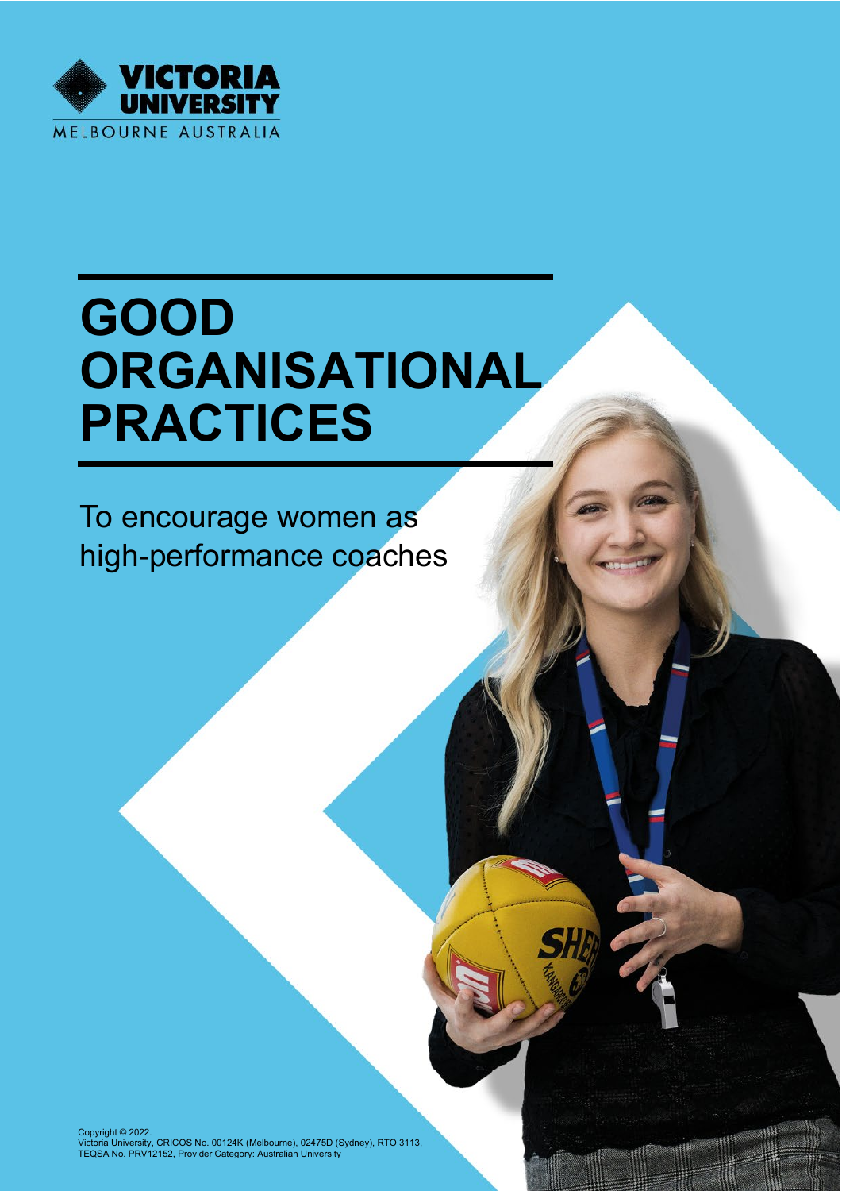VICTORIA UNIVERSITY
MELBOURNE AUSTRALIA

# GOOD ORGANISATIONAL PRACTICES

To encourage women as high-performance coaches

Copyright © 2022.
Victoria University, CRICOS No. 00124K (Melbourne), 02475D (Sydney), RTO 3113, TEQSA No. PRV12152, Provider Category: Australian University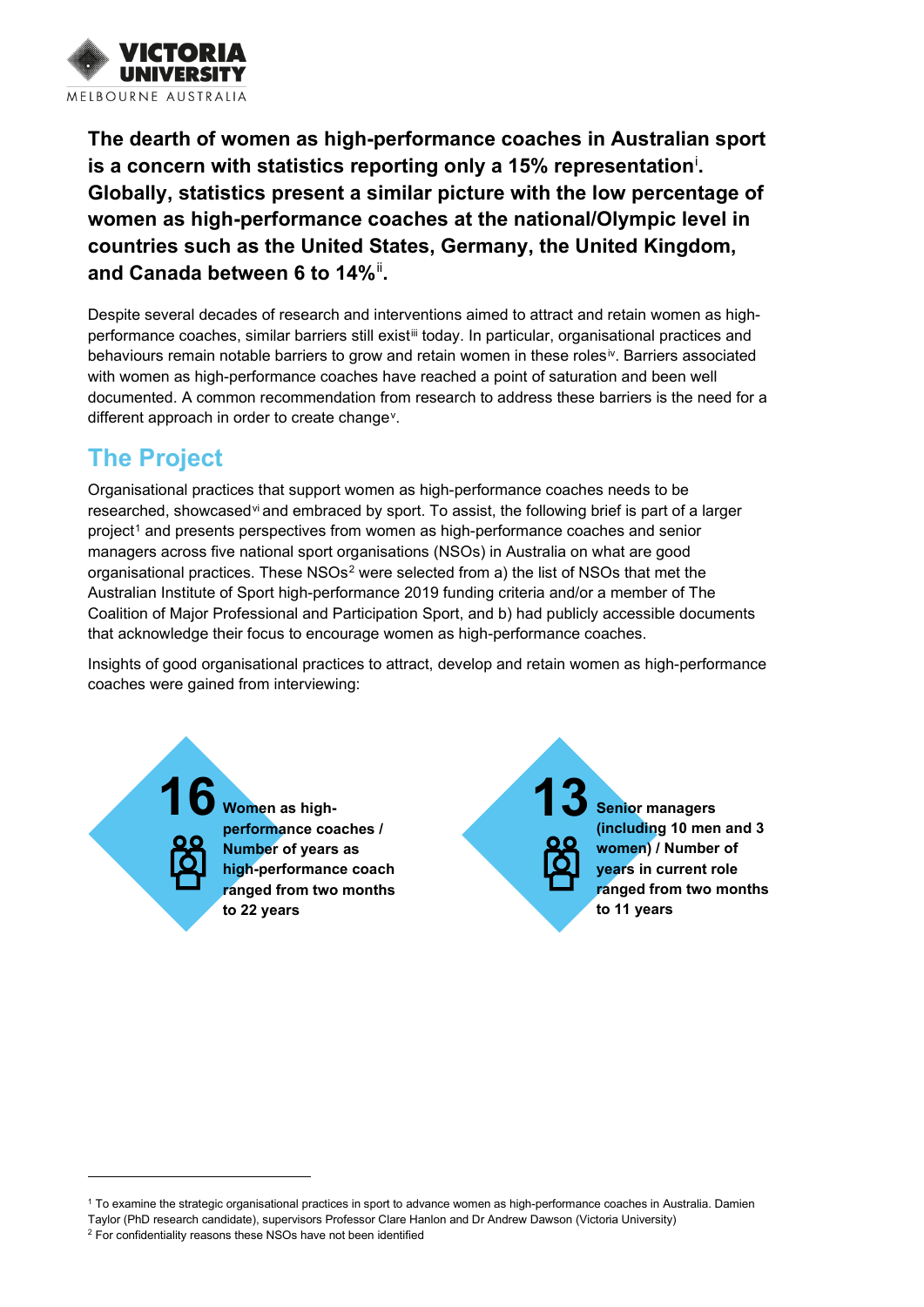**The dearth of women as high-performance coaches in Australian sport is a concern with statistics reporting only a 15% representation[i]. Globally, statistics present a similar picture with the low percentage of women as high-performance coaches at the national/Olympic level in countries such as the United States, Germany, the United Kingdom, and Canada between 6 to 14%[ii].**

Despite several decades of research and interventions aimed to attract and retain women as high-performance coaches, similar barriers still exist[iii] today. In particular, organisational practices and behaviours remain notable barriers to grow and retain women in these roles[iv]. Barriers associated with women as high-performance coaches have reached a point of saturation and been well documented. A common recommendation from research to address these barriers is the need for a different approach in order to create change[v].

## The Project

Organisational practices that support women as high-performance coaches needs to be researched, showcased[vi] and embraced by sport. To assist, the following brief is part of a larger project[1] and presents perspectives from women as high-performance coaches and senior managers across five national sport organisations (NSOs) in Australia on what are good organisational practices. These NSOs[2] were selected from a) the list of NSOs that met the Australian Institute of Sport high-performance 2019 funding criteria and/or a member of The Coalition of Major Professional and Participation Sport, and b) had publicly accessible documents that acknowledge their focus to encourage women as high-performance coaches.

Insights of good organisational practices to attract, develop and retain women as high-performance coaches were gained from interviewing:

**16** **Women as high-performance coaches / Number of years as high-performance coach ranged from two months to 22 years**

**13** **Senior managers (including 10 men and 3 women) / Number of years in current role ranged from two months to 11 years**

---

[1] To examine the strategic organisational practices in sport to advance women as high-performance coaches in Australia. Damien Taylor (PhD research candidate), supervisors Professor Clare Hanlon and Dr Andrew Dawson (Victoria University)

[2] For confidentiality reasons these NSOs have not been identified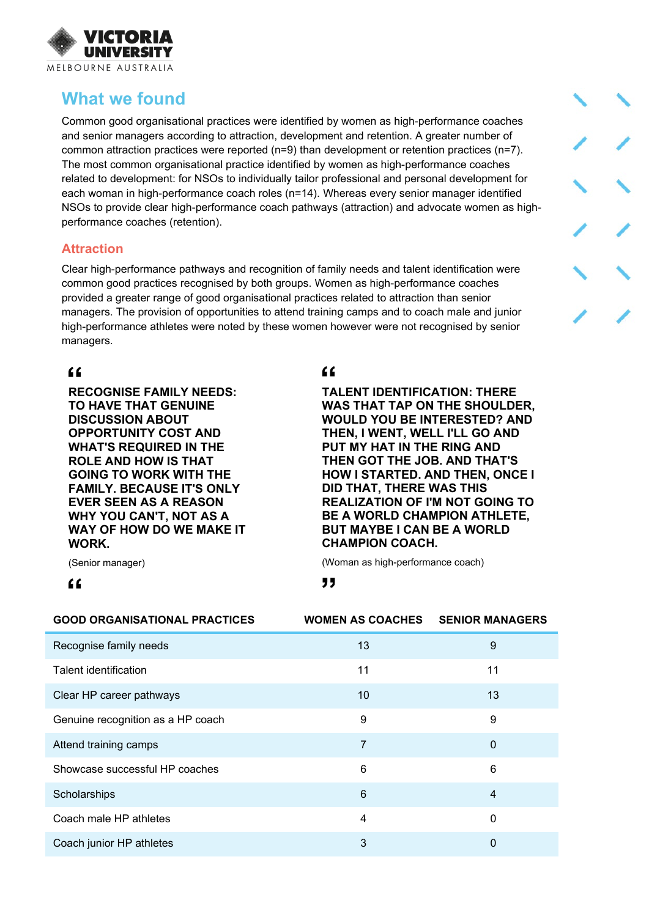## What we found

Common good organisational practices were identified by women as high-performance coaches and senior managers according to attraction, development and retention. A greater number of common attraction practices were reported (n=9) than development or retention practices (n=7). The most common organisational practice identified by women as high-performance coaches related to development: for NSOs to individually tailor professional and personal development for each woman in high-performance coach roles (n=14). Whereas every senior manager identified NSOs to provide clear high-performance coach pathways (attraction) and advocate women as high-performance coaches (retention).

### Attraction

Clear high-performance pathways and recognition of family needs and talent identification were common good practices recognised by both groups. Women as high-performance coaches provided a greater range of good organisational practices related to attraction than senior managers. The provision of opportunities to attend training camps and to coach male and junior high-performance athletes were noted by these women however were not recognised by senior managers.

> **RECOGNISE FAMILY NEEDS: TO HAVE THAT GENUINE DISCUSSION ABOUT OPPORTUNITY COST AND WHAT'S REQUIRED IN THE ROLE AND HOW IS THAT GOING TO WORK WITH THE FAMILY. BECAUSE IT'S ONLY EVER SEEN AS A REASON WHY YOU CAN'T, NOT AS A WAY OF HOW DO WE MAKE IT WORK.**
>
> (Senior manager)

> **TALENT IDENTIFICATION: THERE WAS THAT TAP ON THE SHOULDER, WOULD YOU BE INTERESTED? AND THEN, I WENT, WELL I'LL GO AND PUT MY HAT IN THE RING AND THEN GOT THE JOB. AND THAT'S HOW I STARTED. AND THEN, ONCE I DID THAT, THERE WAS THIS REALIZATION OF I'M NOT GOING TO BE A WORLD CHAMPION ATHLETE, BUT MAYBE I CAN BE A WORLD CHAMPION COACH.**
>
> (Woman as high-performance coach)

| GOOD ORGANISATIONAL PRACTICES | WOMEN AS COACHES | SENIOR MANAGERS |
|---|---|---|
| Recognise family needs | 13 | 9 |
| Talent identification | 11 | 11 |
| Clear HP career pathways | 10 | 13 |
| Genuine recognition as a HP coach | 9 | 9 |
| Attend training camps | 7 | 0 |
| Showcase successful HP coaches | 6 | 6 |
| Scholarships | 6 | 4 |
| Coach male HP athletes | 4 | 0 |
| Coach junior HP athletes | 3 | 0 |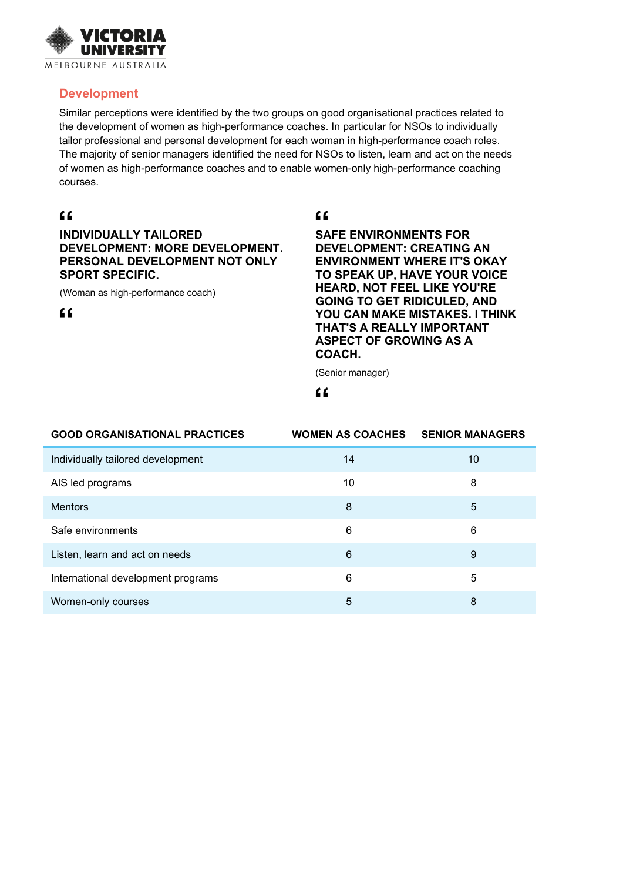## Development

Similar perceptions were identified by the two groups on good organisational practices related to the development of women as high-performance coaches. In particular for NSOs to individually tailor professional and personal development for each woman in high-performance coach roles. The majority of senior managers identified the need for NSOs to listen, learn and act on the needs of women as high-performance coaches and to enable women-only high-performance coaching courses.

> **INDIVIDUALLY TAILORED DEVELOPMENT: MORE DEVELOPMENT. PERSONAL DEVELOPMENT NOT ONLY SPORT SPECIFIC.**
>
> (Woman as high-performance coach)

> **SAFE ENVIRONMENTS FOR DEVELOPMENT: CREATING AN ENVIRONMENT WHERE IT'S OKAY TO SPEAK UP, HAVE YOUR VOICE HEARD, NOT FEEL LIKE YOU'RE GOING TO GET RIDICULED, AND YOU CAN MAKE MISTAKES. I THINK THAT'S A REALLY IMPORTANT ASPECT OF GROWING AS A COACH.**
>
> (Senior manager)

| GOOD ORGANISATIONAL PRACTICES | WOMEN AS COACHES | SENIOR MANAGERS |
|---|---|---|
| Individually tailored development | 14 | 10 |
| AIS led programs | 10 | 8 |
| Mentors | 8 | 5 |
| Safe environments | 6 | 6 |
| Listen, learn and act on needs | 6 | 9 |
| International development programs | 6 | 5 |
| Women-only courses | 5 | 8 |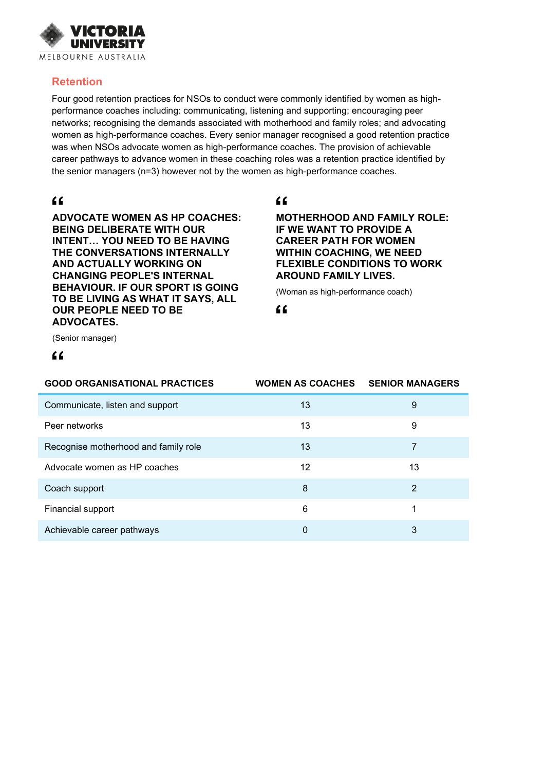## Retention

Four good retention practices for NSOs to conduct were commonly identified by women as high-performance coaches including: communicating, listening and supporting; encouraging peer networks; recognising the demands associated with motherhood and family roles; and advocating women as high-performance coaches. Every senior manager recognised a good retention practice was when NSOs advocate women as high-performance coaches. The provision of achievable career pathways to advance women in these coaching roles was a retention practice identified by the senior managers (n=3) however not by the women as high-performance coaches.

> **ADVOCATE WOMEN AS HP COACHES: BEING DELIBERATE WITH OUR INTENT… YOU NEED TO BE HAVING THE CONVERSATIONS INTERNALLY AND ACTUALLY WORKING ON CHANGING PEOPLE'S INTERNAL BEHAVIOUR. IF OUR SPORT IS GOING TO BE LIVING AS WHAT IT SAYS, ALL OUR PEOPLE NEED TO BE ADVOCATES.**
>
> (Senior manager)

> **MOTHERHOOD AND FAMILY ROLE: IF WE WANT TO PROVIDE A CAREER PATH FOR WOMEN WITHIN COACHING, WE NEED FLEXIBLE CONDITIONS TO WORK AROUND FAMILY LIVES.**
>
> (Woman as high-performance coach)

| GOOD ORGANISATIONAL PRACTICES | WOMEN AS COACHES | SENIOR MANAGERS |
|---|---|---|
| Communicate, listen and support | 13 | 9 |
| Peer networks | 13 | 9 |
| Recognise motherhood and family role | 13 | 7 |
| Advocate women as HP coaches | 12 | 13 |
| Coach support | 8 | 2 |
| Financial support | 6 | 1 |
| Achievable career pathways | 0 | 3 |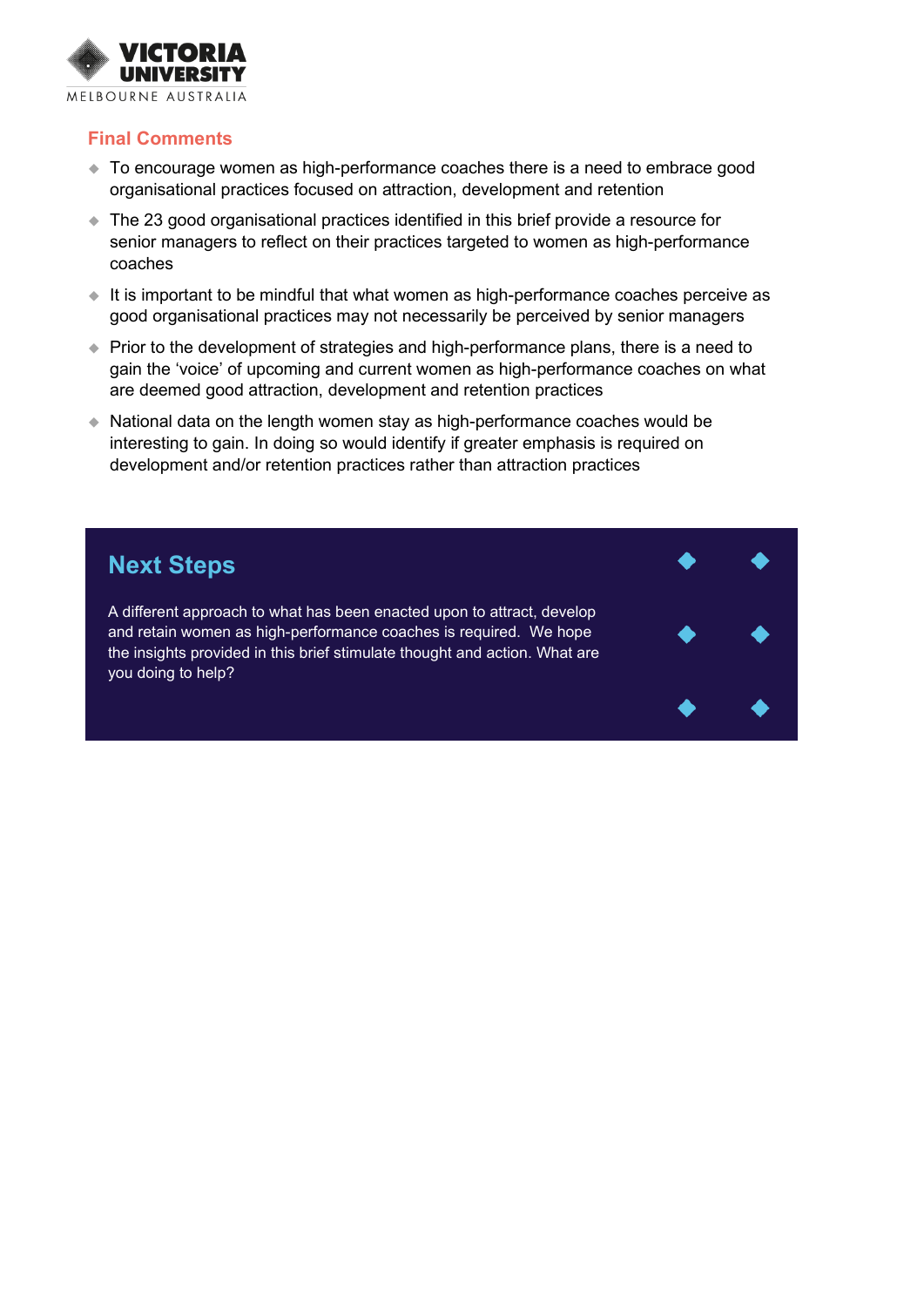## Final Comments

- To encourage women as high-performance coaches there is a need to embrace good organisational practices focused on attraction, development and retention
- The 23 good organisational practices identified in this brief provide a resource for senior managers to reflect on their practices targeted to women as high-performance coaches
- It is important to be mindful that what women as high-performance coaches perceive as good organisational practices may not necessarily be perceived by senior managers
- Prior to the development of strategies and high-performance plans, there is a need to gain the 'voice' of upcoming and current women as high-performance coaches on what are deemed good attraction, development and retention practices
- National data on the length women stay as high-performance coaches would be interesting to gain. In doing so would identify if greater emphasis is required on development and/or retention practices rather than attraction practices

## Next Steps

A different approach to what has been enacted upon to attract, develop and retain women as high-performance coaches is required. We hope the insights provided in this brief stimulate thought and action. What are you doing to help?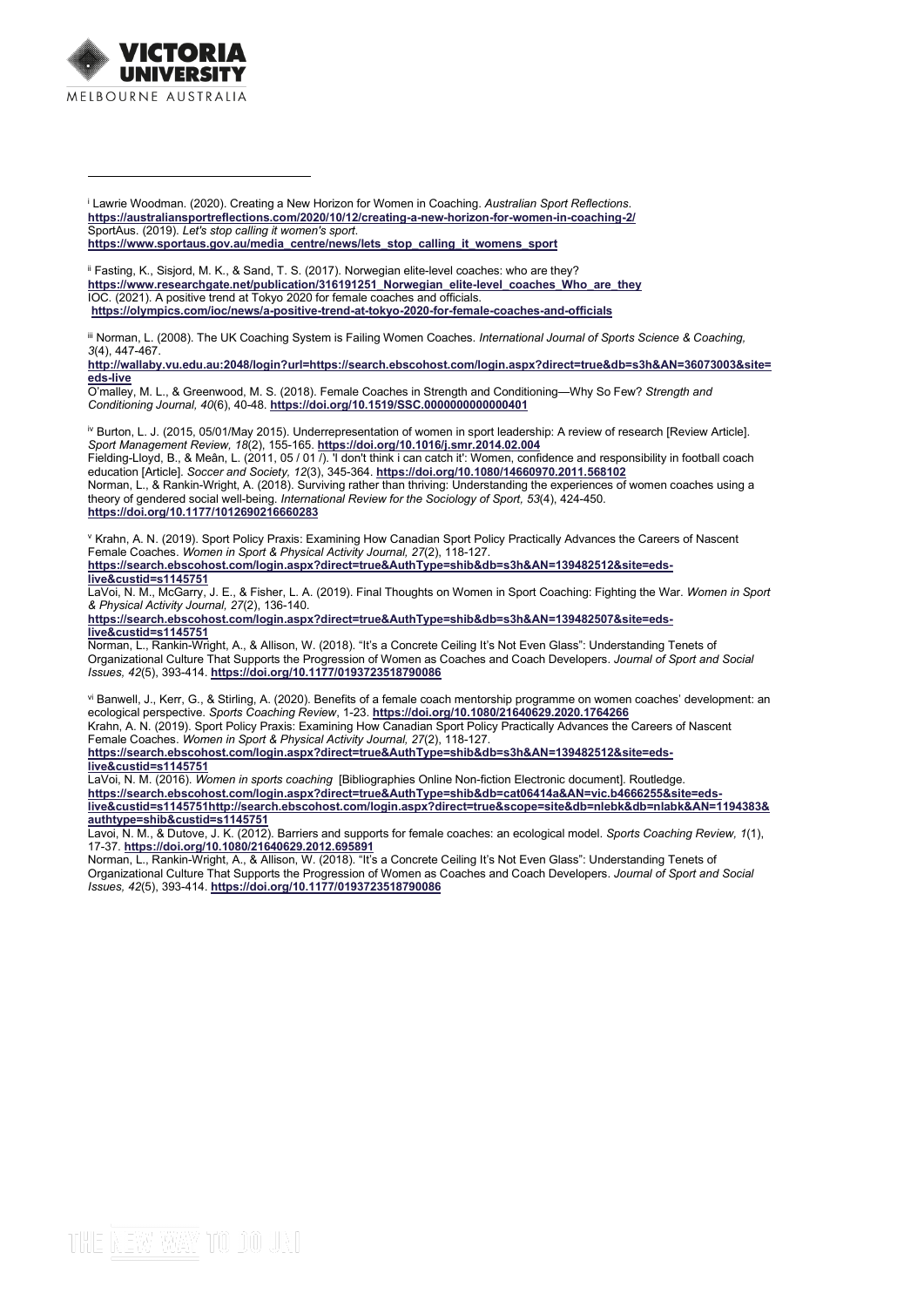[i] Lawrie Woodman. (2020). Creating a New Horizon for Women in Coaching. *Australian Sport Reflections*. **https://australiansportreflections.com/2020/10/12/creating-a-new-horizon-for-women-in-coaching-2/**
SportAus. (2019). *Let's stop calling it women's sport*. **https://www.sportaus.gov.au/media_centre/news/lets_stop_calling_it_womens_sport**

[ii] Fasting, K., Sisjord, M. K., & Sand, T. S. (2017). Norwegian elite-level coaches: who are they? **https://www.researchgate.net/publication/316191251_Norwegian_elite-level_coaches_Who_are_they**
IOC. (2021). A positive trend at Tokyo 2020 for female coaches and officials. **https://olympics.com/ioc/news/a-positive-trend-at-tokyo-2020-for-female-coaches-and-officials**

[iii] Norman, L. (2008). The UK Coaching System is Failing Women Coaches. *International Journal of Sports Science & Coaching, 3*(4), 447-467. **http://wallaby.vu.edu.au:2048/login?url=https://search.ebscohost.com/login.aspx?direct=true&db=s3h&AN=36073003&site=eds-live**
O'malley, M. L., & Greenwood, M. S. (2018). Female Coaches in Strength and Conditioning—Why So Few? *Strength and Conditioning Journal, 40*(6), 40-48. **https://doi.org/10.1519/SSC.0000000000000401**

[iv] Burton, L. J. (2015, 05/01/May 2015). Underrepresentation of women in sport leadership: A review of research [Review Article]. *Sport Management Review, 18*(2), 155-165. **https://doi.org/10.1016/j.smr.2014.02.004**
Fielding-Lloyd, B., & Meân, L. (2011, 05 / 01 /). 'I don't think i can catch it': Women, confidence and responsibility in football coach education [Article]. *Soccer and Society, 12*(3), 345-364. **https://doi.org/10.1080/14660970.2011.568102**
Norman, L., & Rankin-Wright, A. (2018). Surviving rather than thriving: Understanding the experiences of women coaches using a theory of gendered social well-being. *International Review for the Sociology of Sport, 53*(4), 424-450. **https://doi.org/10.1177/1012690216660283**

[v] Krahn, A. N. (2019). Sport Policy Praxis: Examining How Canadian Sport Policy Practically Advances the Careers of Nascent Female Coaches. *Women in Sport & Physical Activity Journal, 27*(2), 118-127. **https://search.ebscohost.com/login.aspx?direct=true&AuthType=shib&db=s3h&AN=139482512&site=eds-live&custid=s1145751**
LaVoi, N. M., McGarry, J. E., & Fisher, L. A. (2019). Final Thoughts on Women in Sport Coaching: Fighting the War. *Women in Sport & Physical Activity Journal, 27*(2), 136-140. **https://search.ebscohost.com/login.aspx?direct=true&AuthType=shib&db=s3h&AN=139482507&site=eds-live&custid=s1145751**
Norman, L., Rankin-Wright, A., & Allison, W. (2018). "It's a Concrete Ceiling It's Not Even Glass": Understanding Tenets of Organizational Culture That Supports the Progression of Women as Coaches and Coach Developers. *Journal of Sport and Social Issues, 42*(5), 393-414. **https://doi.org/10.1177/0193723518790086**

[vi] Banwell, J., Kerr, G., & Stirling, A. (2020). Benefits of a female coach mentorship programme on women coaches' development: an ecological perspective. *Sports Coaching Review*, 1-23. **https://doi.org/10.1080/21640629.2020.1764266**
Krahn, A. N. (2019). Sport Policy Praxis: Examining How Canadian Sport Policy Practically Advances the Careers of Nascent Female Coaches. *Women in Sport & Physical Activity Journal, 27*(2), 118-127. **https://search.ebscohost.com/login.aspx?direct=true&AuthType=shib&db=s3h&AN=139482512&site=eds-live&custid=s1145751**
LaVoi, N. M. (2016). *Women in sports coaching* [Bibliographies Online Non-fiction Electronic document]. Routledge. **https://search.ebscohost.com/login.aspx?direct=true&AuthType=shib&db=cat06414a&AN=vic.b4666255&site=eds-live&custid=s1145751http://search.ebscohost.com/login.aspx?direct=true&scope=site&db=nlebk&db=nlabk&AN=1194383&authtype=shib&custid=s1145751**
Lavoi, N. M., & Dutove, J. K. (2012). Barriers and supports for female coaches: an ecological model. *Sports Coaching Review, 1*(1), 17-37. **https://doi.org/10.1080/21640629.2012.695891**
Norman, L., Rankin-Wright, A., & Allison, W. (2018). "It's a Concrete Ceiling It's Not Even Glass": Understanding Tenets of Organizational Culture That Supports the Progression of Women as Coaches and Coach Developers. *Journal of Sport and Social Issues, 42*(5), 393-414. **https://doi.org/10.1177/0193723518790086**